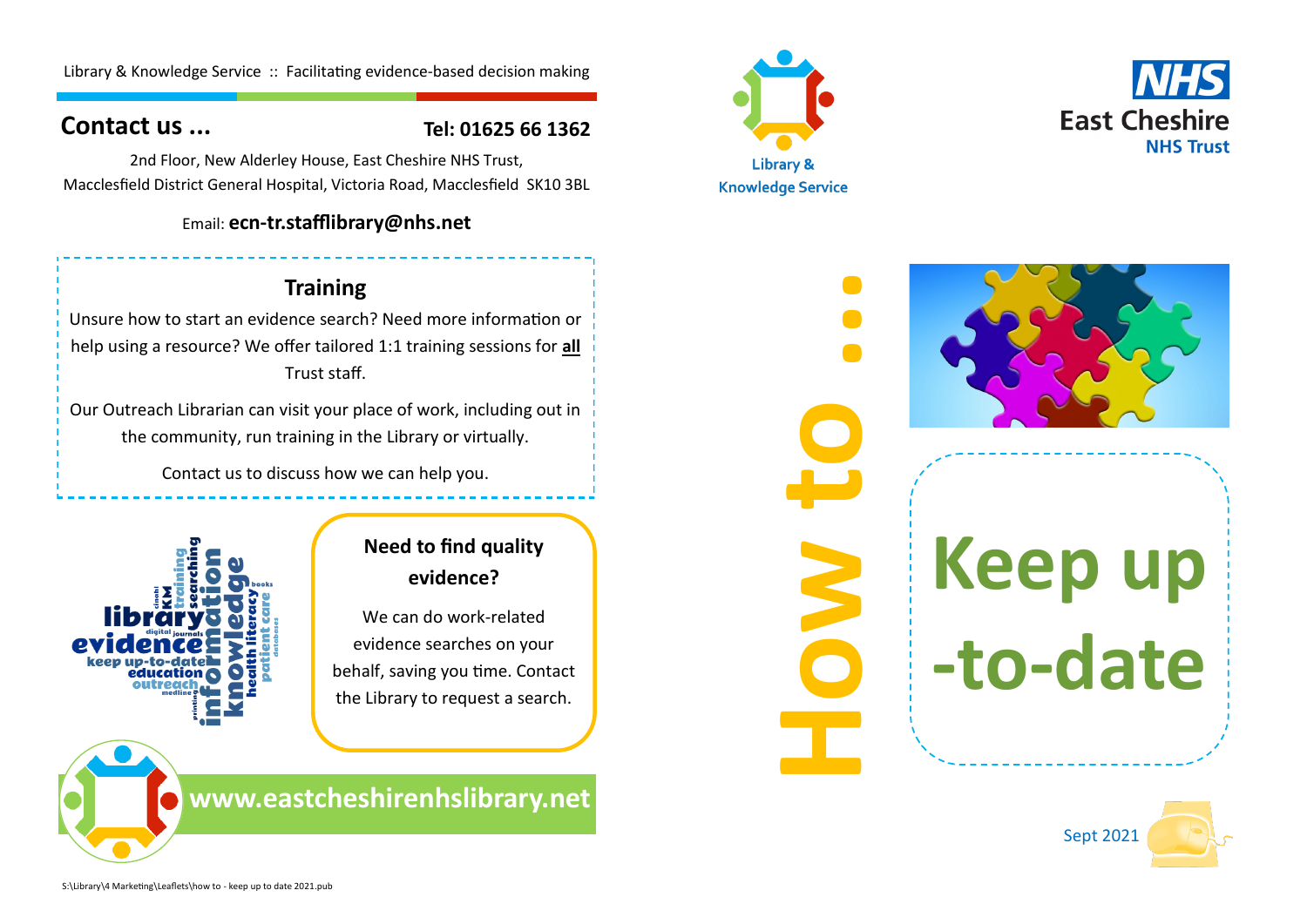Library & Knowledge Service :: Facilitating evidence-based decision making

## Contact us ...

**Tel: 01625 66 1362**

2nd Floor, New Alderley House, East Cheshire NHS Trust,
Macclesfield District General Hospital, Victoria Road, Macclesfield SK10 3BL

Email: **ecn-tr.stafflibrary@nhs.net**

### Training

Unsure how to start an evidence search? Need more information or help using a resource? We offer tailored 1:1 training sessions for **all** Trust staff.

Our Outreach Librarian can visit your place of work, including out in the community, run training in the Library or virtually.

Contact us to discuss how we can help you.

### Need to find quality evidence?

We can do work-related evidence searches on your behalf, saving you time. Contact the Library to request a search.

**www.eastcheshirenhslibrary.net**

S:\Library\4 Marketing\Leaflets\how to - keep up to date 2021.pub

Library & Knowledge Service

NHS East Cheshire NHS Trust

# How to ...

# Keep up -to-date

Sept 2021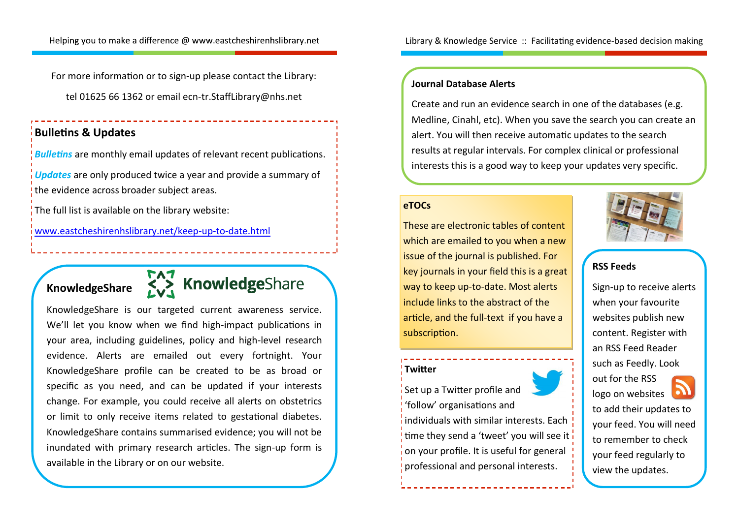For more information or to sign-up please contact the Library:

tel 01625 66 1362 or email ecn-tr.StaffLibrary@nhs.net

## Bulletins & Updates

***Bulletins*** are monthly email updates of relevant recent publications.

***Updates*** are only produced twice a year and provide a summary of the evidence across broader subject areas.

The full list is available on the library website:

www.eastcheshirenhslibrary.net/keep-up-to-date.html

## KnowledgeShare

KnowledgeShare is our targeted current awareness service. We'll let you know when we find high-impact publications in your area, including guidelines, policy and high-level research evidence. Alerts are emailed out every fortnight. Your KnowledgeShare profile can be created to be as broad or specific as you need, and can be updated if your interests change. For example, you could receive all alerts on obstetrics or limit to only receive items related to gestational diabetes. KnowledgeShare contains summarised evidence; you will not be inundated with primary research articles. The sign-up form is available in the Library or on our website.

## Journal Database Alerts

Create and run an evidence search in one of the databases (e.g. Medline, Cinahl, etc). When you save the search you can create an alert. You will then receive automatic updates to the search results at regular intervals. For complex clinical or professional interests this is a good way to keep your updates very specific.

## eTOCs

These are electronic tables of content which are emailed to you when a new issue of the journal is published. For key journals in your field this is a great way to keep up-to-date. Most alerts include links to the abstract of the article, and the full-text if you have a subscription.

## Twitter

Set up a Twitter profile and 'follow' organisations and individuals with similar interests. Each time they send a 'tweet' you will see it on your profile. It is useful for general professional and personal interests.

## RSS Feeds

Sign-up to receive alerts when your favourite websites publish new content. Register with an RSS Feed Reader such as Feedly. Look out for the RSS logo on websites to add their updates to your feed. You will need to remember to check your feed regularly to view the updates.